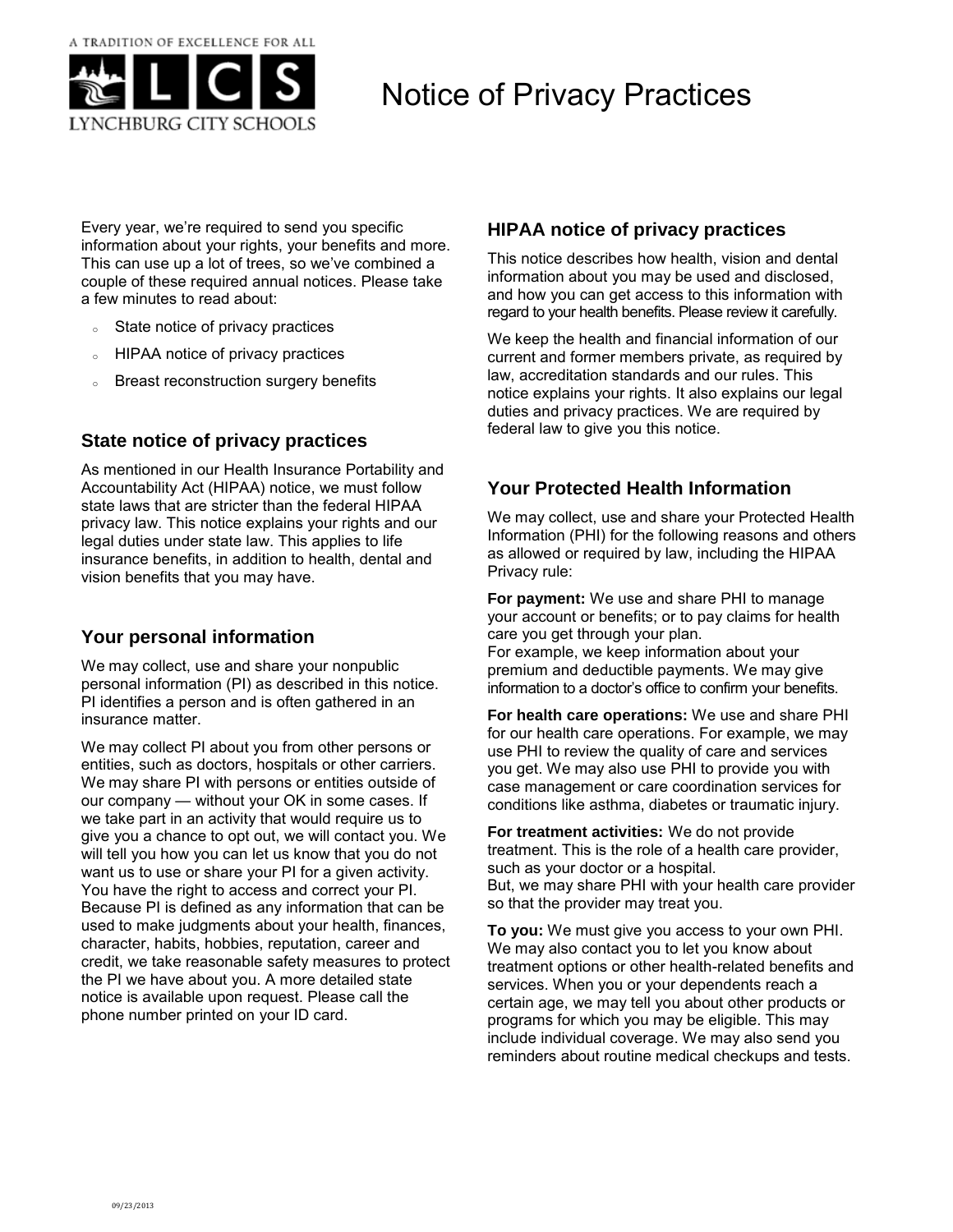A TRADITION OF EXCELLENCE FOR ALL

LCS

LYNCHBURG CITY SCHOOLS

# Notice of Privacy Practices

Every year, we're required to send you specific information about your rights, your benefits and more. This can use up a lot of trees, so we've combined a couple of these required annual notices. Please take a few minutes to read about:

- State notice of privacy practices
- HIPAA notice of privacy practices
- Breast reconstruction surgery benefits

## State notice of privacy practices

As mentioned in our Health Insurance Portability and Accountability Act (HIPAA) notice, we must follow state laws that are stricter than the federal HIPAA privacy law. This notice explains your rights and our legal duties under state law. This applies to life insurance benefits, in addition to health, dental and vision benefits that you may have.

## Your personal information

We may collect, use and share your nonpublic personal information (PI) as described in this notice. PI identifies a person and is often gathered in an insurance matter.

We may collect PI about you from other persons or entities, such as doctors, hospitals or other carriers. We may share PI with persons or entities outside of our company — without your OK in some cases. If we take part in an activity that would require us to give you a chance to opt out, we will contact you. We will tell you how you can let us know that you do not want us to use or share your PI for a given activity. You have the right to access and correct your PI. Because PI is defined as any information that can be used to make judgments about your health, finances, character, habits, hobbies, reputation, career and credit, we take reasonable safety measures to protect the PI we have about you. A more detailed state notice is available upon request. Please call the phone number printed on your ID card.

## HIPAA notice of privacy practices

This notice describes how health, vision and dental information about you may be used and disclosed, and how you can get access to this information with regard to your health benefits. Please review it carefully.

We keep the health and financial information of our current and former members private, as required by law, accreditation standards and our rules. This notice explains your rights. It also explains our legal duties and privacy practices. We are required by federal law to give you this notice.

## Your Protected Health Information

We may collect, use and share your Protected Health Information (PHI) for the following reasons and others as allowed or required by law, including the HIPAA Privacy rule:

**For payment:** We use and share PHI to manage your account or benefits; or to pay claims for health care you get through your plan.
For example, we keep information about your premium and deductible payments. We may give information to a doctor's office to confirm your benefits.

**For health care operations:** We use and share PHI for our health care operations. For example, we may use PHI to review the quality of care and services you get. We may also use PHI to provide you with case management or care coordination services for conditions like asthma, diabetes or traumatic injury.

**For treatment activities:** We do not provide treatment. This is the role of a health care provider, such as your doctor or a hospital.
But, we may share PHI with your health care provider so that the provider may treat you.

**To you:** We must give you access to your own PHI. We may also contact you to let you know about treatment options or other health-related benefits and services. When you or your dependents reach a certain age, we may tell you about other products or programs for which you may be eligible. This may include individual coverage. We may also send you reminders about routine medical checkups and tests.

09/23/2013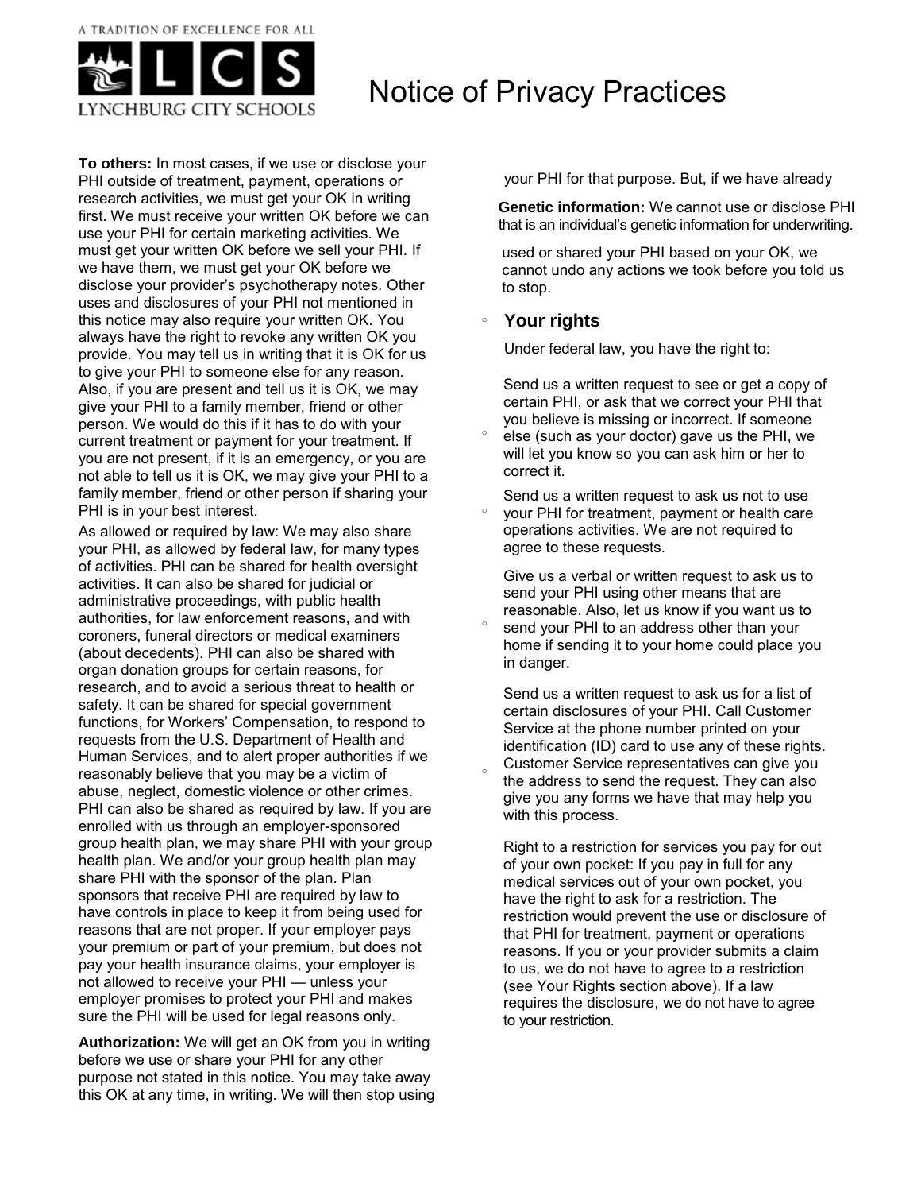# Notice of Privacy Practices

**To others:** In most cases, if we use or disclose your PHI outside of treatment, payment, operations or research activities, we must get your OK in writing first. We must receive your written OK before we can use your PHI for certain marketing activities. We must get your written OK before we sell your PHI. If we have them, we must get your OK before we disclose your provider's psychotherapy notes. Other uses and disclosures of your PHI not mentioned in this notice may also require your written OK. You always have the right to revoke any written OK you provide. You may tell us in writing that it is OK for us to give your PHI to someone else for any reason. Also, if you are present and tell us it is OK, we may give your PHI to a family member, friend or other person. We would do this if it has to do with your current treatment or payment for your treatment. If you are not present, if it is an emergency, or you are not able to tell us it is OK, we may give your PHI to a family member, friend or other person if sharing your PHI is in your best interest.

As allowed or required by law: We may also share your PHI, as allowed by federal law, for many types of activities. PHI can be shared for health oversight activities. It can also be shared for judicial or administrative proceedings, with public health authorities, for law enforcement reasons, and with coroners, funeral directors or medical examiners (about decedents). PHI can also be shared with organ donation groups for certain reasons, for research, and to avoid a serious threat to health or safety. It can be shared for special government functions, for Workers' Compensation, to respond to requests from the U.S. Department of Health and Human Services, and to alert proper authorities if we reasonably believe that you may be a victim of abuse, neglect, domestic violence or other crimes. PHI can also be shared as required by law. If you are enrolled with us through an employer-sponsored group health plan, we may share PHI with your group health plan. We and/or your group health plan may share PHI with the sponsor of the plan. Plan sponsors that receive PHI are required by law to have controls in place to keep it from being used for reasons that are not proper. If your employer pays your premium or part of your premium, but does not pay your health insurance claims, your employer is not allowed to receive your PHI — unless your employer promises to protect your PHI and makes sure the PHI will be used for legal reasons only.

**Authorization:** We will get an OK from you in writing before we use or share your PHI for any other purpose not stated in this notice. You may take away this OK at any time, in writing. We will then stop using your PHI for that purpose. But, if we have already used or shared your PHI based on your OK, we cannot undo any actions we took before you told us to stop.

**Genetic information:** We cannot use or disclose PHI that is an individual's genetic information for underwriting.

## Your rights

Under federal law, you have the right to:

- Send us a written request to see or get a copy of certain PHI, or ask that we correct your PHI that you believe is missing or incorrect. If someone else (such as your doctor) gave us the PHI, we will let you know so you can ask him or her to correct it.
- Send us a written request to ask us not to use your PHI for treatment, payment or health care operations activities. We are not required to agree to these requests.
- Give us a verbal or written request to ask us to send your PHI using other means that are reasonable. Also, let us know if you want us to send your PHI to an address other than your home if sending it to your home could place you in danger.
- Send us a written request to ask us for a list of certain disclosures of your PHI. Call Customer Service at the phone number printed on your identification (ID) card to use any of these rights. Customer Service representatives can give you the address to send the request. They can also give you any forms we have that may help you with this process.

Right to a restriction for services you pay for out of your own pocket: If you pay in full for any medical services out of your own pocket, you have the right to ask for a restriction. The restriction would prevent the use or disclosure of that PHI for treatment, payment or operations reasons. If you or your provider submits a claim to us, we do not have to agree to a restriction (see Your Rights section above). If a law requires the disclosure, we do not have to agree to your restriction.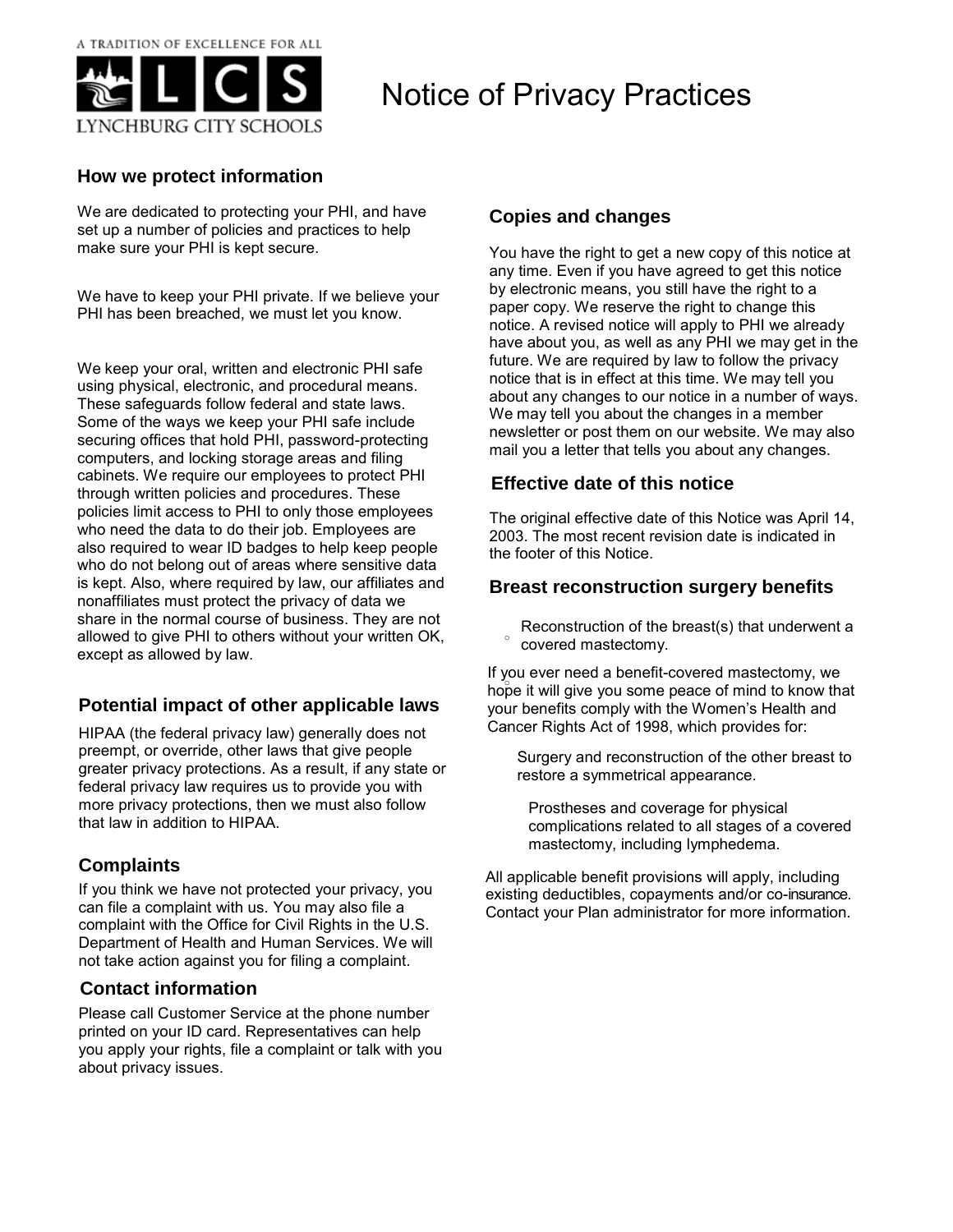# Notice of Privacy Practices

## How we protect information

We are dedicated to protecting your PHI, and have set up a number of policies and practices to help make sure your PHI is kept secure.

We have to keep your PHI private. If we believe your PHI has been breached, we must let you know.

We keep your oral, written and electronic PHI safe using physical, electronic, and procedural means. These safeguards follow federal and state laws. Some of the ways we keep your PHI safe include securing offices that hold PHI, password-protecting computers, and locking storage areas and filing cabinets. We require our employees to protect PHI through written policies and procedures. These policies limit access to PHI to only those employees who need the data to do their job. Employees are also required to wear ID badges to help keep people who do not belong out of areas where sensitive data is kept. Also, where required by law, our affiliates and nonaffiliates must protect the privacy of data we share in the normal course of business. They are not allowed to give PHI to others without your written OK, except as allowed by law.

## Potential impact of other applicable laws

HIPAA (the federal privacy law) generally does not preempt, or override, other laws that give people greater privacy protections. As a result, if any state or federal privacy law requires us to provide you with more privacy protections, then we must also follow that law in addition to HIPAA.

## Complaints

If you think we have not protected your privacy, you can file a complaint with us. You may also file a complaint with the Office for Civil Rights in the U.S. Department of Health and Human Services. We will not take action against you for filing a complaint.

## Contact information

Please call Customer Service at the phone number printed on your ID card. Representatives can help you apply your rights, file a complaint or talk with you about privacy issues.

## Copies and changes

You have the right to get a new copy of this notice at any time. Even if you have agreed to get this notice by electronic means, you still have the right to a paper copy. We reserve the right to change this notice. A revised notice will apply to PHI we already have about you, as well as any PHI we may get in the future. We are required by law to follow the privacy notice that is in effect at this time. We may tell you about any changes to our notice in a number of ways. We may tell you about the changes in a member newsletter or post them on our website. We may also mail you a letter that tells you about any changes.

## Effective date of this notice

The original effective date of this Notice was April 14, 2003. The most recent revision date is indicated in the footer of this Notice.

## Breast reconstruction surgery benefits

If you ever need a benefit-covered mastectomy, we hope it will give you some peace of mind to know that your benefits comply with the Women's Health and Cancer Rights Act of 1998, which provides for:

- Reconstruction of the breast(s) that underwent a covered mastectomy.
- Surgery and reconstruction of the other breast to restore a symmetrical appearance.
- Prostheses and coverage for physical complications related to all stages of a covered mastectomy, including lymphedema.

All applicable benefit provisions will apply, including existing deductibles, copayments and/or co-insurance. Contact your Plan administrator for more information.